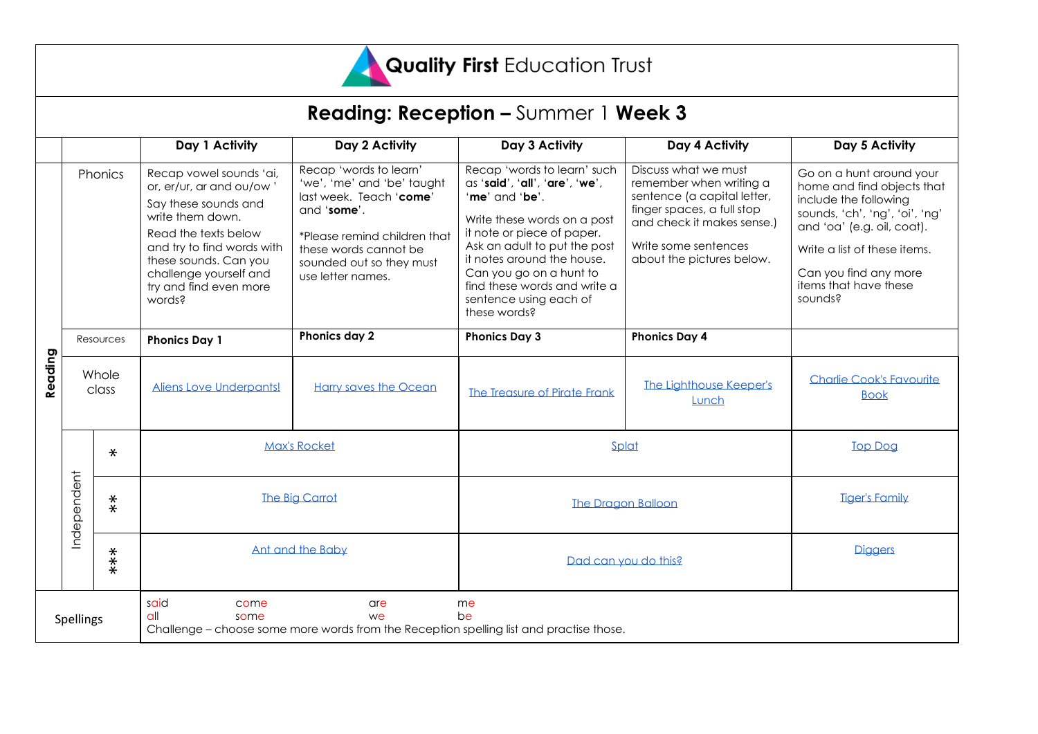# Quality First Education Trust

## Reading: Reception – Summer 1 Week 3

| Reading | | | Day 1 Activity | Day 2 Activity | Day 3 Activity | Day 4 Activity | Day 5 Activity |
|---|---|---|---|---|---|---|---|
| | Phonics | | Recap vowel sounds 'ai, or, er/ur, ar and ou/ow ' Say these sounds and write them down. Read the texts below and try to find words with these sounds. Can you challenge yourself and try and find even more words? | Recap 'words to learn' 'we', 'me' and 'be' taught last week. Teach '**come**' and '**some**'. *Please remind children that these words cannot be sounded out so they must use letter names. | Recap 'words to learn' such as '**said**', '**all**', '**are**', '**we**', '**me**' and '**be**'. Write these words on a post it note or piece of paper. Ask an adult to put the post it notes around the house. Can you go on a hunt to find these words and write a sentence using each of these words? | Discuss what we must remember when writing a sentence (a capital letter, finger spaces, a full stop and check it makes sense.) Write some sentences about the pictures below. | Go on a hunt around your home and find objects that include the following sounds, 'ch', 'ng', 'oi', 'ng' and 'oa' (e.g. oil, coat). Write a list of these items. Can you find any more items that have these sounds? |
| | Resources | | **Phonics Day 1** | **Phonics day 2** | **Phonics Day 3** | **Phonics Day 4** | |
| | Whole class | | Aliens Love Underpants! | Harry saves the Ocean | The Treasure of Pirate Frank | The Lighthouse Keeper's Lunch | Charlie Cook's Favourite Book |
| | Independent | * | Max's Rocket | | Splat | | Top Dog |
| | | ** | The Big Carrot | | The Dragon Balloon | | Tiger's Family |
| | | *** | Ant and the Baby | | Dad can you do this? | | Diggers |
| Spellings | | | said, all, come, some, are, we, me, be. Challenge – choose some more words from the Reception spelling list and practise those. | | | | |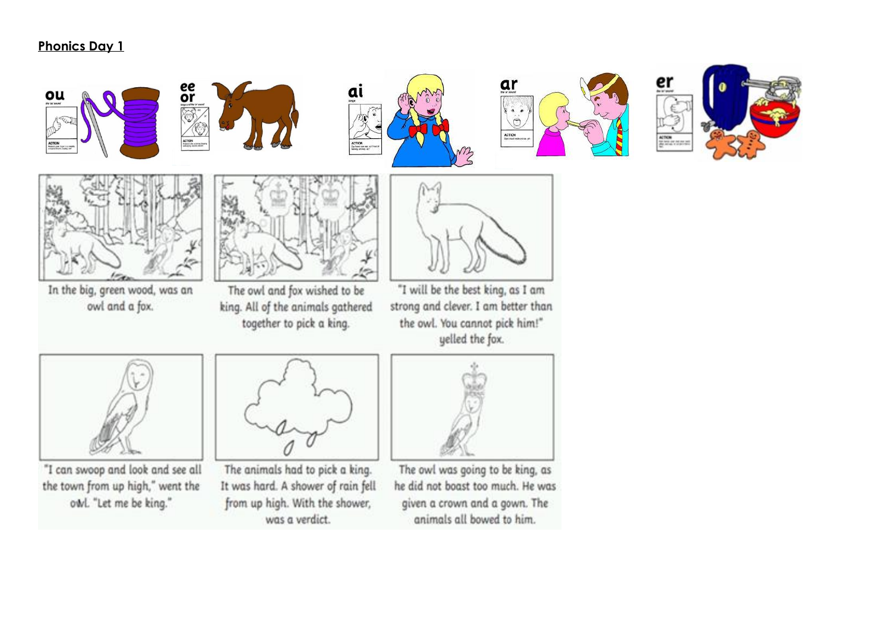## Phonics Day 1

ou

ee
or

ai

ar

er

In the big, green wood, was an owl and a fox.

The owl and fox wished to be king. All of the animals gathered together to pick a king.

"I will be the best king, as I am strong and clever. I am better than the owl. You cannot pick him!" yelled the fox.

"I can swoop and look and see all the town from up high," went the owl. "Let me be king."

The animals had to pick a king. It was hard. A shower of rain fell from up high. With the shower, was a verdict.

The owl was going to be king, as he did not boast too much. He was given a crown and a gown. The animals all bowed to him.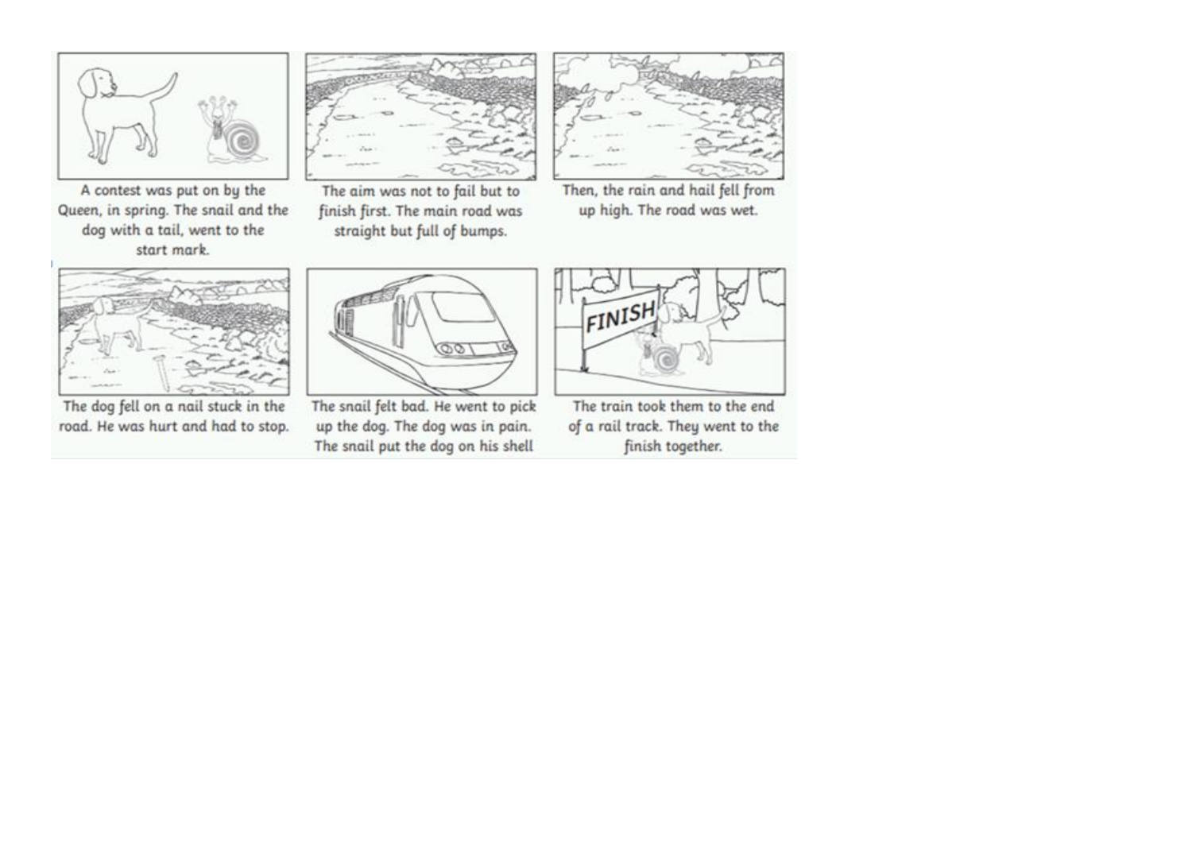A contest was put on by the Queen, in spring. The snail and the dog with a tail, went to the start mark.

The aim was not to fail but to finish first. The main road was straight but full of bumps.

Then, the rain and hail fell from up high. The road was wet.

The dog fell on a nail stuck in the road. He was hurt and had to stop.

The snail felt bad. He went to pick up the dog. The dog was in pain. The snail put the dog on his shell

The train took them to the end of a rail track. They went to the finish together.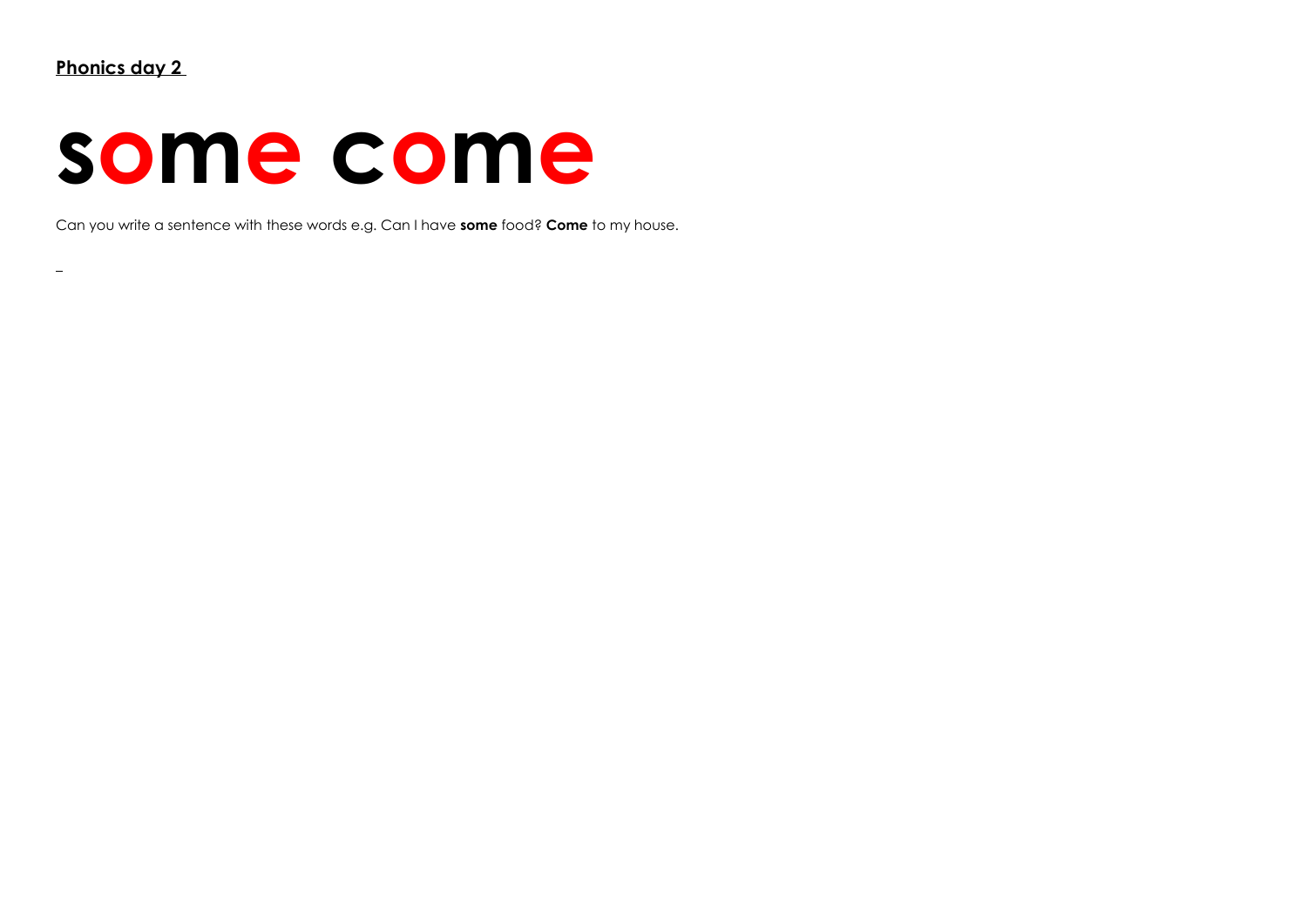**Phonics day 2**

# some come

Can you write a sentence with these words e.g. Can I have **some** food? **Come** to my house.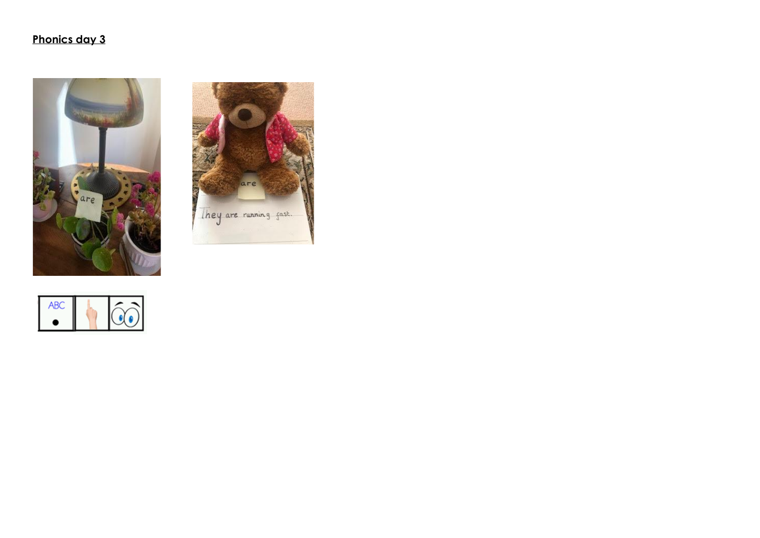**Phonics day 3**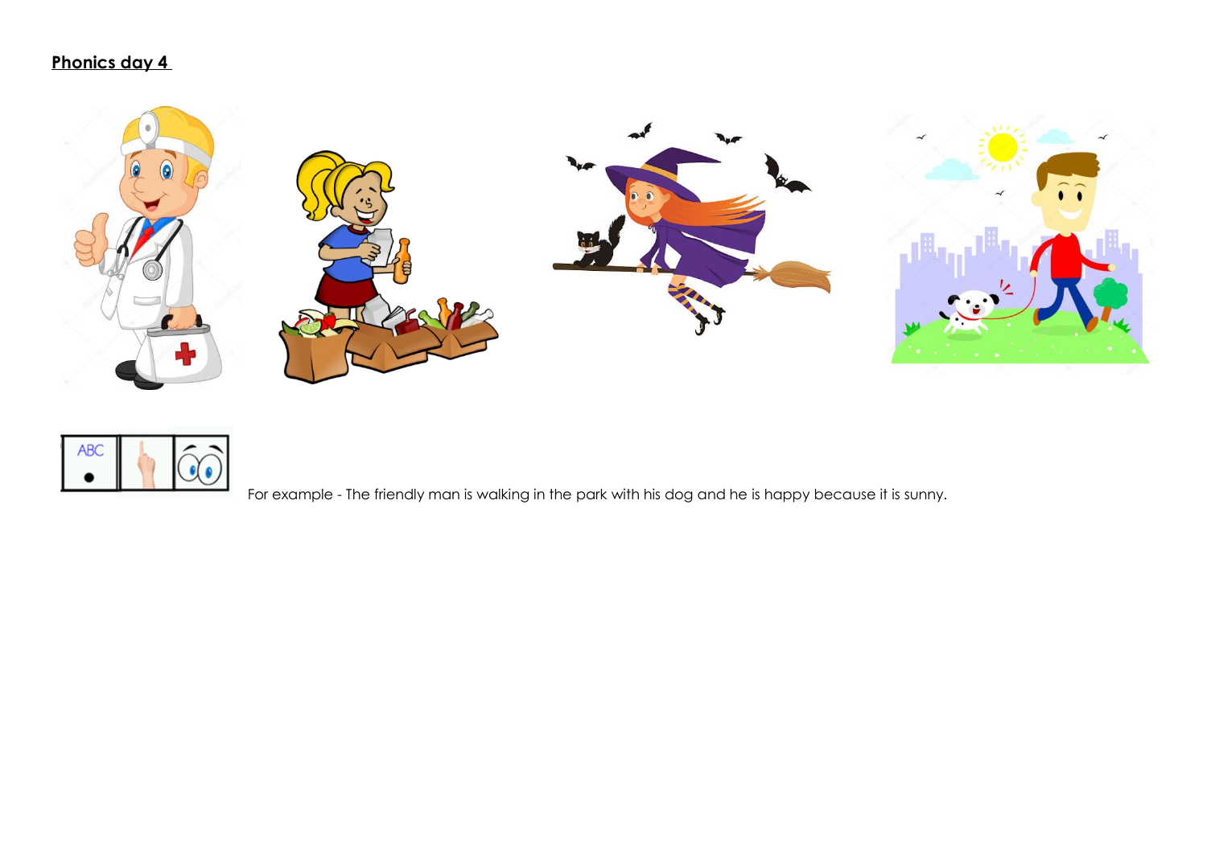**Phonics day 4**

For example - The friendly man is walking in the park with his dog and he is happy because it is sunny.